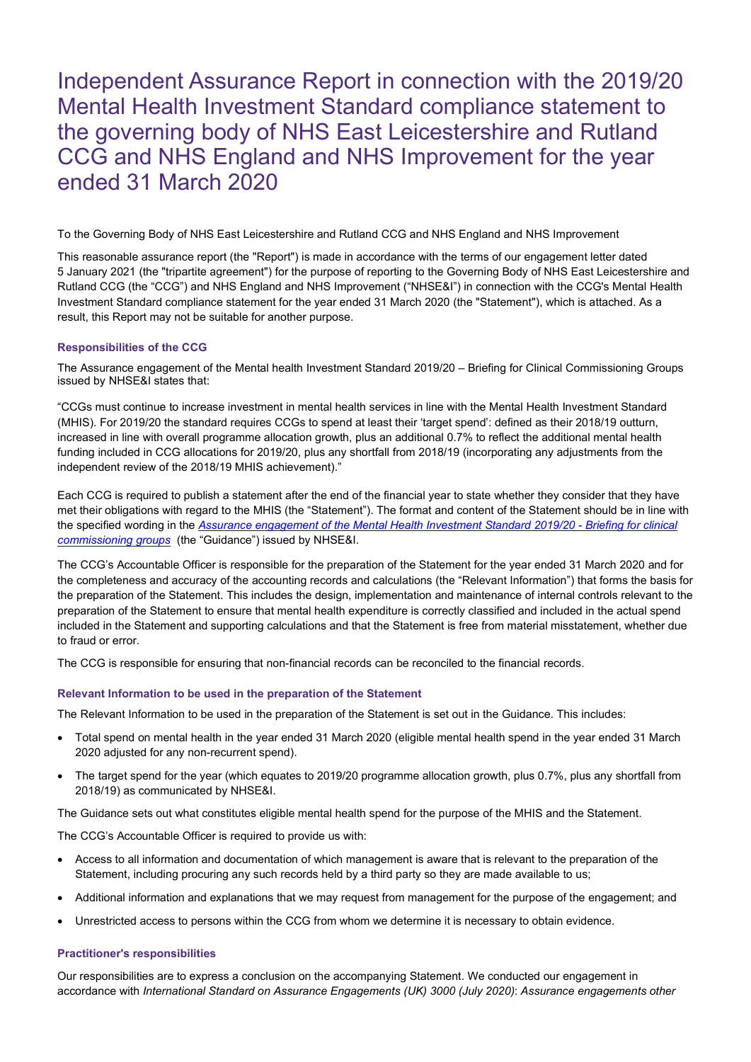# Independent Assurance Report in connection with the 2019/20 Mental Health Investment Standard compliance statement to the governing body of NHS East Leicestershire and Rutland CCG and NHS England and NHS Improvement for the year ended 31 March 2020

To the Governing Body of NHS East Leicestershire and Rutland CCG and NHS England and NHS Improvement

This reasonable assurance report (the "Report") is made in accordance with the terms of our engagement letter dated 5 January 2021 (the "tripartite agreement") for the purpose of reporting to the Governing Body of NHS East Leicestershire and Rutland CCG (the "CCG") and NHS England and NHS Improvement ("NHSE&I") in connection with the CCG's Mental Health Investment Standard compliance statement for the year ended 31 March 2020 (the "Statement"), which is attached. As a result, this Report may not be suitable for another purpose.

### Responsibilities of the CCG

The Assurance engagement of the Mental health Investment Standard 2019/20 – Briefing for Clinical Commissioning Groups issued by NHSE&I states that:

"CCGs must continue to increase investment in mental health services in line with the Mental Health Investment Standard (MHIS). For 2019/20 the standard requires CCGs to spend at least their 'target spend': defined as their 2018/19 outturn, increased in line with overall programme allocation growth, plus an additional 0.7% to reflect the additional mental health funding included in CCG allocations for 2019/20, plus any shortfall from 2018/19 (incorporating any adjustments from the independent review of the 2018/19 MHIS achievement)."

Each CCG is required to publish a statement after the end of the financial year to state whether they consider that they have met their obligations with regard to the MHIS (the "Statement"). The format and content of the Statement should be in line with the specified wording in the *Assurance engagement of the Mental Health Investment Standard 2019/20 - Briefing for clinical commissioning groups* (the "Guidance") issued by NHSE&I.

The CCG's Accountable Officer is responsible for the preparation of the Statement for the year ended 31 March 2020 and for the completeness and accuracy of the accounting records and calculations (the "Relevant Information") that forms the basis for the preparation of the Statement. This includes the design, implementation and maintenance of internal controls relevant to the preparation of the Statement to ensure that mental health expenditure is correctly classified and included in the actual spend included in the Statement and supporting calculations and that the Statement is free from material misstatement, whether due to fraud or error.

The CCG is responsible for ensuring that non-financial records can be reconciled to the financial records.

### Relevant Information to be used in the preparation of the Statement

The Relevant Information to be used in the preparation of the Statement is set out in the Guidance. This includes:

- Total spend on mental health in the year ended 31 March 2020 (eligible mental health spend in the year ended 31 March 2020 adjusted for any non-recurrent spend).
- The target spend for the year (which equates to 2019/20 programme allocation growth, plus 0.7%, plus any shortfall from 2018/19) as communicated by NHSE&I.

The Guidance sets out what constitutes eligible mental health spend for the purpose of the MHIS and the Statement.

The CCG's Accountable Officer is required to provide us with:

- Access to all information and documentation of which management is aware that is relevant to the preparation of the Statement, including procuring any such records held by a third party so they are made available to us;
- Additional information and explanations that we may request from management for the purpose of the engagement; and
- Unrestricted access to persons within the CCG from whom we determine it is necessary to obtain evidence.

### Practitioner's responsibilities

Our responsibilities are to express a conclusion on the accompanying Statement. We conducted our engagement in accordance with *International Standard on Assurance Engagements (UK) 3000 (July 2020)*: *Assurance engagements other*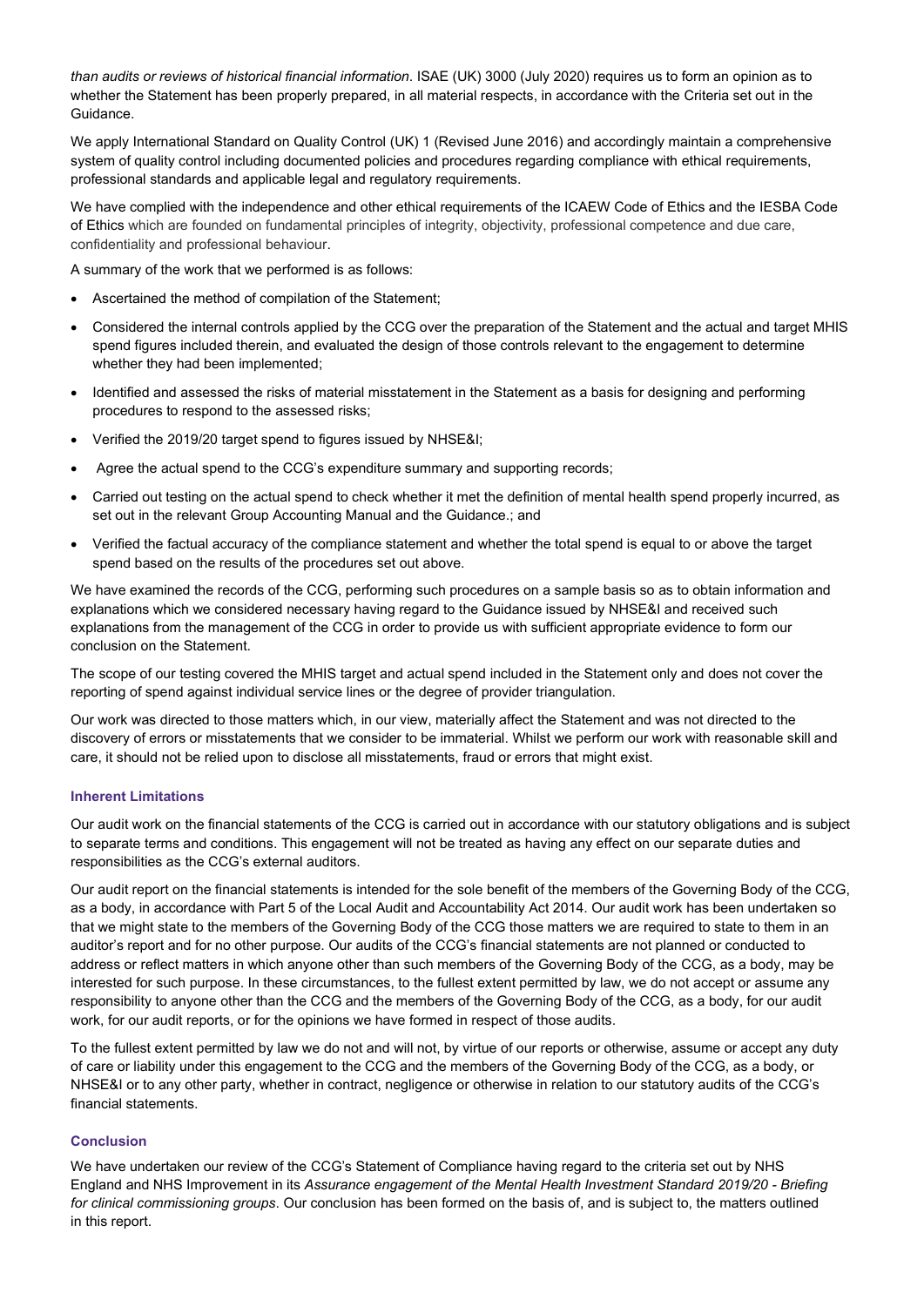*than audits or reviews of historical financial information*. ISAE (UK) 3000 (July 2020) requires us to form an opinion as to whether the Statement has been properly prepared, in all material respects, in accordance with the Criteria set out in the Guidance.

We apply International Standard on Quality Control (UK) 1 (Revised June 2016) and accordingly maintain a comprehensive system of quality control including documented policies and procedures regarding compliance with ethical requirements, professional standards and applicable legal and regulatory requirements.

We have complied with the independence and other ethical requirements of the ICAEW Code of Ethics and the IESBA Code of Ethics which are founded on fundamental principles of integrity, objectivity, professional competence and due care, confidentiality and professional behaviour.

A summary of the work that we performed is as follows:

- Ascertained the method of compilation of the Statement;
- Considered the internal controls applied by the CCG over the preparation of the Statement and the actual and target MHIS spend figures included therein, and evaluated the design of those controls relevant to the engagement to determine whether they had been implemented;
- Identified and assessed the risks of material misstatement in the Statement as a basis for designing and performing procedures to respond to the assessed risks;
- Verified the 2019/20 target spend to figures issued by NHSE&I;
- Agree the actual spend to the CCG's expenditure summary and supporting records;
- Carried out testing on the actual spend to check whether it met the definition of mental health spend properly incurred, as set out in the relevant Group Accounting Manual and the Guidance.; and
- Verified the factual accuracy of the compliance statement and whether the total spend is equal to or above the target spend based on the results of the procedures set out above.

We have examined the records of the CCG, performing such procedures on a sample basis so as to obtain information and explanations which we considered necessary having regard to the Guidance issued by NHSE&I and received such explanations from the management of the CCG in order to provide us with sufficient appropriate evidence to form our conclusion on the Statement.

The scope of our testing covered the MHIS target and actual spend included in the Statement only and does not cover the reporting of spend against individual service lines or the degree of provider triangulation.

Our work was directed to those matters which, in our view, materially affect the Statement and was not directed to the discovery of errors or misstatements that we consider to be immaterial. Whilst we perform our work with reasonable skill and care, it should not be relied upon to disclose all misstatements, fraud or errors that might exist.

### Inherent Limitations

Our audit work on the financial statements of the CCG is carried out in accordance with our statutory obligations and is subject to separate terms and conditions. This engagement will not be treated as having any effect on our separate duties and responsibilities as the CCG's external auditors.

Our audit report on the financial statements is intended for the sole benefit of the members of the Governing Body of the CCG, as a body, in accordance with Part 5 of the Local Audit and Accountability Act 2014. Our audit work has been undertaken so that we might state to the members of the Governing Body of the CCG those matters we are required to state to them in an auditor's report and for no other purpose. Our audits of the CCG's financial statements are not planned or conducted to address or reflect matters in which anyone other than such members of the Governing Body of the CCG, as a body, may be interested for such purpose. In these circumstances, to the fullest extent permitted by law, we do not accept or assume any responsibility to anyone other than the CCG and the members of the Governing Body of the CCG, as a body, for our audit work, for our audit reports, or for the opinions we have formed in respect of those audits.

To the fullest extent permitted by law we do not and will not, by virtue of our reports or otherwise, assume or accept any duty of care or liability under this engagement to the CCG and the members of the Governing Body of the CCG, as a body, or NHSE&I or to any other party, whether in contract, negligence or otherwise in relation to our statutory audits of the CCG's financial statements.

### Conclusion

We have undertaken our review of the CCG's Statement of Compliance having regard to the criteria set out by NHS England and NHS Improvement in its *Assurance engagement of the Mental Health Investment Standard 2019/20 - Briefing for clinical commissioning groups*. Our conclusion has been formed on the basis of, and is subject to, the matters outlined in this report.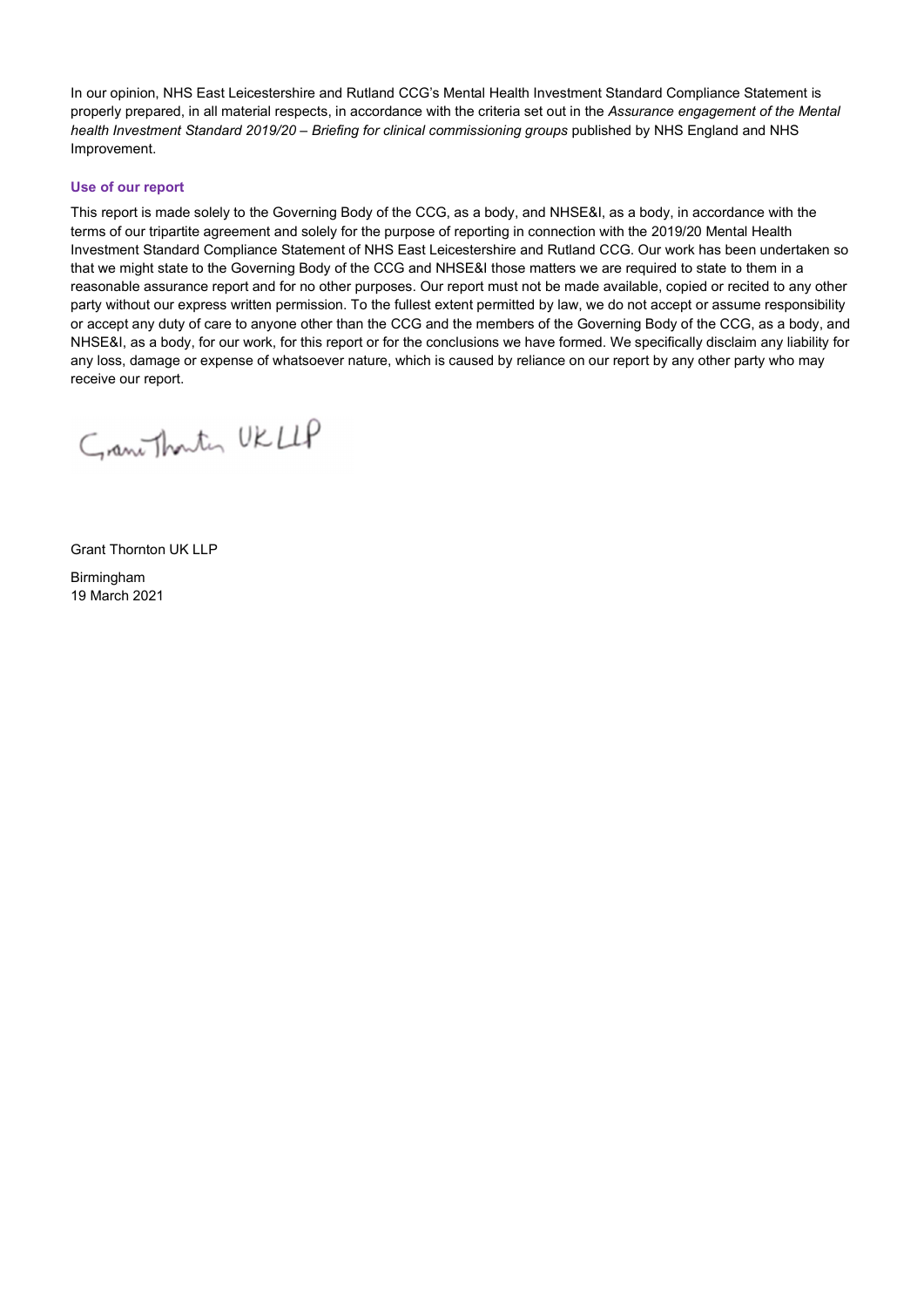In our opinion, NHS East Leicestershire and Rutland CCG's Mental Health Investment Standard Compliance Statement is properly prepared, in all material respects, in accordance with the criteria set out in the *Assurance engagement of the Mental health Investment Standard 2019/20 – Briefing for clinical commissioning groups* published by NHS England and NHS Improvement.

### Use of our report

This report is made solely to the Governing Body of the CCG, as a body, and NHSE&I, as a body, in accordance with the terms of our tripartite agreement and solely for the purpose of reporting in connection with the 2019/20 Mental Health Investment Standard Compliance Statement of NHS East Leicestershire and Rutland CCG. Our work has been undertaken so that we might state to the Governing Body of the CCG and NHSE&I those matters we are required to state to them in a reasonable assurance report and for no other purposes. Our report must not be made available, copied or recited to any other party without our express written permission. To the fullest extent permitted by law, we do not accept or assume responsibility or accept any duty of care to anyone other than the CCG and the members of the Governing Body of the CCG, as a body, and NHSE&I, as a body, for our work, for this report or for the conclusions we have formed. We specifically disclaim any liability for any loss, damage or expense of whatsoever nature, which is caused by reliance on our report by any other party who may receive our report.

Grant Thornton UK LLP

Grant Thornton UK LLP

Birmingham
19 March 2021